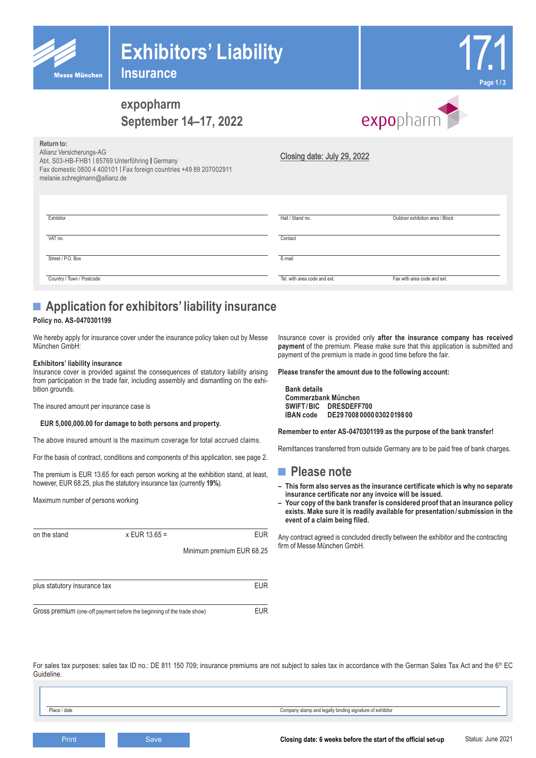# Exhibitors' Liability Insurance

17.1

## expopharm
## September 14–17, 2022

**Return to:**
Allianz Versicherungs-AG
Abt. S03-HB-FHB1 | 85769 Unterföhring | Germany
Fax domestic 0800 4 400101 | Fax foreign countries +49 89 207002911
melanie.schreglmann@allianz.de

Closing date: July 29, 2022

| | | |
|---|---|---|
| Exhibitor | Hall / Stand no. | Outdoor exhibition area / Block |
| VAT no. | Contact | |
| Street / P.O. Box | E-mail | |
| Country / Town / Postcode | Tel. with area code and ext. | Fax with area code and ext. |

## Application for exhibitors' liability insurance

**Policy no. AS-0470301199**

We hereby apply for insurance cover under the insurance policy taken out by Messe München GmbH:

**Exhibitors' liability insurance**
Insurance cover is provided against the consequences of statutory liability arising from participation in the trade fair, including assembly and dismantling on the exhibition grounds.

The insured amount per insurance case is

**EUR 5,000,000.00 for damage to both persons and property.**

The above insured amount is the maximum coverage for total accrued claims.

For the basis of contract, conditions and components of this application, see page 2.

The premium is EUR 13.65 for each person working at the exhibition stand, at least, however, EUR 68.25, plus the statutory insurance tax (currently **19%**).

Maximum number of persons working

| | | |
|---|---|---|
| on the stand | x EUR 13.65 = | EUR |
| | | Minimum premium EUR 68.25 |
| plus statutory insurance tax | | EUR |
| Gross premium (one-off payment before the beginning of the trade show) | | EUR |

Insurance cover is provided only **after the insurance company has received payment** of the premium. Please make sure that this application is submitted and payment of the premium is made in good time before the fair.

**Please transfer the amount due to the following account:**

**Bank details**
**Commerzbank München**
**SWIFT / BIC DRESDEFF700**
**IBAN code DE29 7008 0000 0302 0198 00**

**Remember to enter AS-0470301199 as the purpose of the bank transfer!**

Remittances transferred from outside Germany are to be paid free of bank charges.

## Please note

- **This form also serves as the insurance certificate which is why no separate insurance certificate nor any invoice will be issued.**
- **Your copy of the bank transfer is considered proof that an insurance policy exists. Make sure it is readily available for presentation / submission in the event of a claim being filed.**

Any contract agreed is concluded directly between the exhibitor and the contracting firm of Messe München GmbH.

For sales tax purposes: sales tax ID no.: DE 811 150 709; insurance premiums are not subject to sales tax in accordance with the German Sales Tax Act and the 6th EC Guideline.

| | |
|---|---|
| Place / date | Company stamp and legally binding signature of exhibitor |

**Closing date: 6 weeks before the start of the official set-up**

Status: June 2021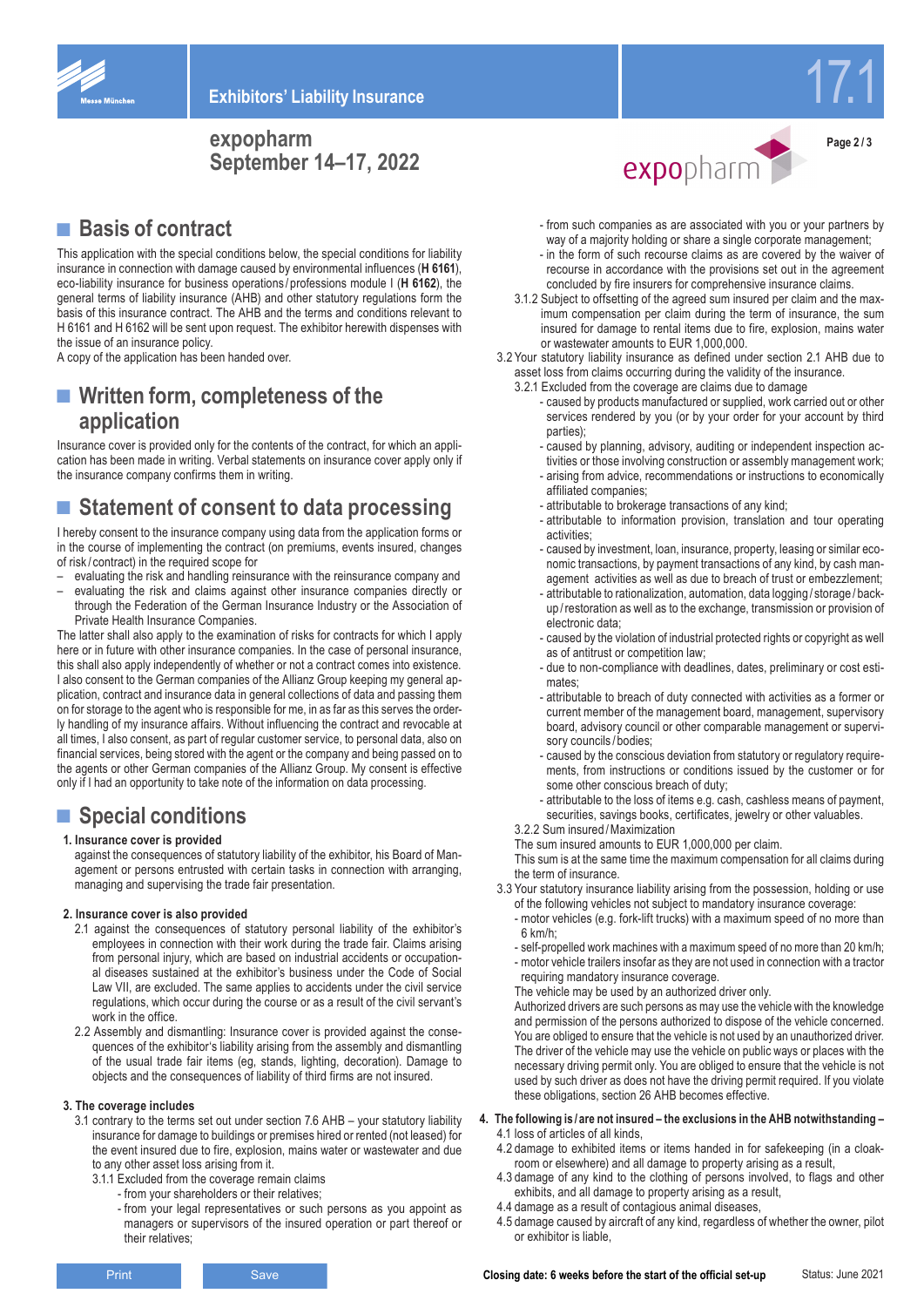# Exhibitors' Liability Insurance

**expopharm**
**September 14–17, 2022**

## Basis of contract

This application with the special conditions below, the special conditions for liability insurance in connection with damage caused by environmental influences (**H 6161**), eco-liability insurance for business operations/professions module I (**H 6162**), the general terms of liability insurance (AHB) and other statutory regulations form the basis of this insurance contract. The AHB and the terms and conditions relevant to H 6161 and H 6162 will be sent upon request. The exhibitor herewith dispenses with the issue of an insurance policy.
A copy of the application has been handed over.

## Written form, completeness of the application

Insurance cover is provided only for the contents of the contract, for which an application has been made in writing. Verbal statements on insurance cover apply only if the insurance company confirms them in writing.

## Statement of consent to data processing

I hereby consent to the insurance company using data from the application forms or in the course of implementing the contract (on premiums, events insured, changes of risk/contract) in the required scope for

- evaluating the risk and handling reinsurance with the reinsurance company and
- evaluating the risk and claims against other insurance companies directly or through the Federation of the German Insurance Industry or the Association of Private Health Insurance Companies.

The latter shall also apply to the examination of risks for contracts for which I apply here or in future with other insurance companies. In the case of personal insurance, this shall also apply independently of whether or not a contract comes into existence. I also consent to the German companies of the Allianz Group keeping my general application, contract and insurance data in general collections of data and passing them on for storage to the agent who is responsible for me, in as far as this serves the orderly handling of my insurance affairs. Without influencing the contract and revocable at all times, I also consent, as part of regular customer service, to personal data, also on financial services, being stored with the agent or the company and being passed on to the agents or other German companies of the Allianz Group. My consent is effective only if I had an opportunity to take note of the information on data processing.

## Special conditions

**1. Insurance cover is provided**
against the consequences of statutory liability of the exhibitor, his Board of Management or persons entrusted with certain tasks in connection with arranging, managing and supervising the trade fair presentation.

**2. Insurance cover is also provided**

2.1 against the consequences of statutory personal liability of the exhibitor's employees in connection with their work during the trade fair. Claims arising from personal injury, which are based on industrial accidents or occupational diseases sustained at the exhibitor's business under the Code of Social Law VII, are excluded. The same applies to accidents under the civil service regulations, which occur during the course or as a result of the civil servant's work in the office.

2.2 Assembly and dismantling: Insurance cover is provided against the consequences of the exhibitor's liability arising from the assembly and dismantling of the usual trade fair items (eg, stands, lighting, decoration). Damage to objects and the consequences of liability of third firms are not insured.

**3. The coverage includes**

3.1 contrary to the terms set out under section 7.6 AHB – your statutory liability insurance for damage to buildings or premises hired or rented (not leased) for the event insured due to fire, explosion, mains water or wastewater and due to any other asset loss arising from it.

3.1.1 Excluded from the coverage remain claims
- from your shareholders or their relatives;
- from your legal representatives or such persons as you appoint as managers or supervisors of the insured operation or part thereof or their relatives;
- from such companies as are associated with you or your partners by way of a majority holding or share a single corporate management;
- in the form of such recourse claims as are covered by the waiver of recourse in accordance with the provisions set out in the agreement concluded by fire insurers for comprehensive insurance claims.

3.1.2 Subject to offsetting of the agreed sum insured per claim and the maximum compensation per claim during the term of insurance, the sum insured for damage to rental items due to fire, explosion, mains water or wastewater amounts to EUR 1,000,000.

3.2 Your statutory liability insurance as defined under section 2.1 AHB due to asset loss from claims occurring during the validity of the insurance.

3.2.1 Excluded from the coverage are claims due to damage
- caused by products manufactured or supplied, work carried out or other services rendered by you (or by your order for your account by third parties);
- caused by planning, advisory, auditing or independent inspection activities or those involving construction or assembly management work;
- arising from advice, recommendations or instructions to economically affiliated companies;
- attributable to brokerage transactions of any kind;
- attributable to information provision, translation and tour operating activities;
- caused by investment, loan, insurance, property, leasing or similar economic transactions, by payment transactions of any kind, by cash management activities as well as due to breach of trust or embezzlement;
- attributable to rationalization, automation, data logging/storage/backup/restoration as well as to the exchange, transmission or provision of electronic data;
- caused by the violation of industrial protected rights or copyright as well as of antitrust or competition law;
- due to non-compliance with deadlines, dates, preliminary or cost estimates;
- attributable to breach of duty connected with activities as a former or current member of the management board, management, supervisory board, advisory council or other comparable management or supervisory councils/bodies;
- caused by the conscious deviation from statutory or regulatory requirements, from instructions or conditions issued by the customer or for some other conscious breach of duty;
- attributable to the loss of items e.g. cash, cashless means of payment, securities, savings books, certificates, jewelry or other valuables.

3.2.2 Sum insured/Maximization
The sum insured amounts to EUR 1,000,000 per claim.
This sum is at the same time the maximum compensation for all claims during the term of insurance.

3.3 Your statutory insurance liability arising from the possession, holding or use of the following vehicles not subject to mandatory insurance coverage:
- motor vehicles (e.g. fork-lift trucks) with a maximum speed of no more than 6 km/h;
- self-propelled work machines with a maximum speed of no more than 20 km/h;
- motor vehicle trailers insofar as they are not used in connection with a tractor requiring mandatory insurance coverage.

The vehicle may be used by an authorized driver only.
Authorized drivers are such persons as may use the vehicle with the knowledge and permission of the persons authorized to dispose of the vehicle concerned. You are obliged to ensure that the vehicle is not used by an unauthorized driver. The driver of the vehicle may use the vehicle on public ways or places with the necessary driving permit only. You are obliged to ensure that the vehicle is not used by such driver as does not have the driving permit required. If you violate these obligations, section 26 AHB becomes effective.

**4. The following is/are not insured – the exclusions in the AHB notwithstanding –**

4.1 loss of articles of all kinds,
4.2 damage to exhibited items or items handed in for safekeeping (in a cloakroom or elsewhere) and all damage to property arising as a result,
4.3 damage of any kind to the clothing of persons involved, to flags and other exhibits, and all damage to property arising as a result,
4.4 damage as a result of contagious animal diseases,
4.5 damage caused by aircraft of any kind, regardless of whether the owner, pilot or exhibitor is liable,

**Closing date: 6 weeks before the start of the official set-up** Status: June 2021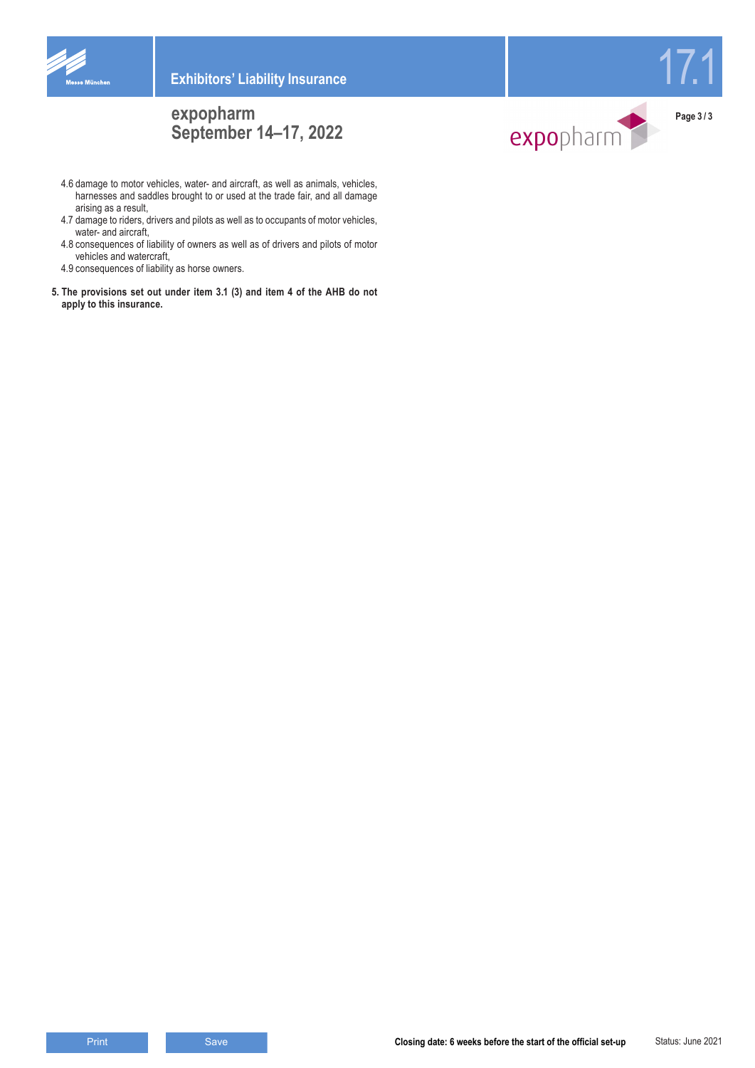4.6 damage to motor vehicles, water- and aircraft, as well as animals, vehicles, harnesses and saddles brought to or used at the trade fair, and all damage arising as a result,

4.7 damage to riders, drivers and pilots as well as to occupants of motor vehicles, water- and aircraft,

4.8 consequences of liability of owners as well as of drivers and pilots of motor vehicles and watercraft,

4.9 consequences of liability as horse owners.

**5. The provisions set out under item 3.1 (3) and item 4 of the AHB do not apply to this insurance.**

Print | Save

**Closing date: 6 weeks before the start of the official set-up**

Status: June 2021